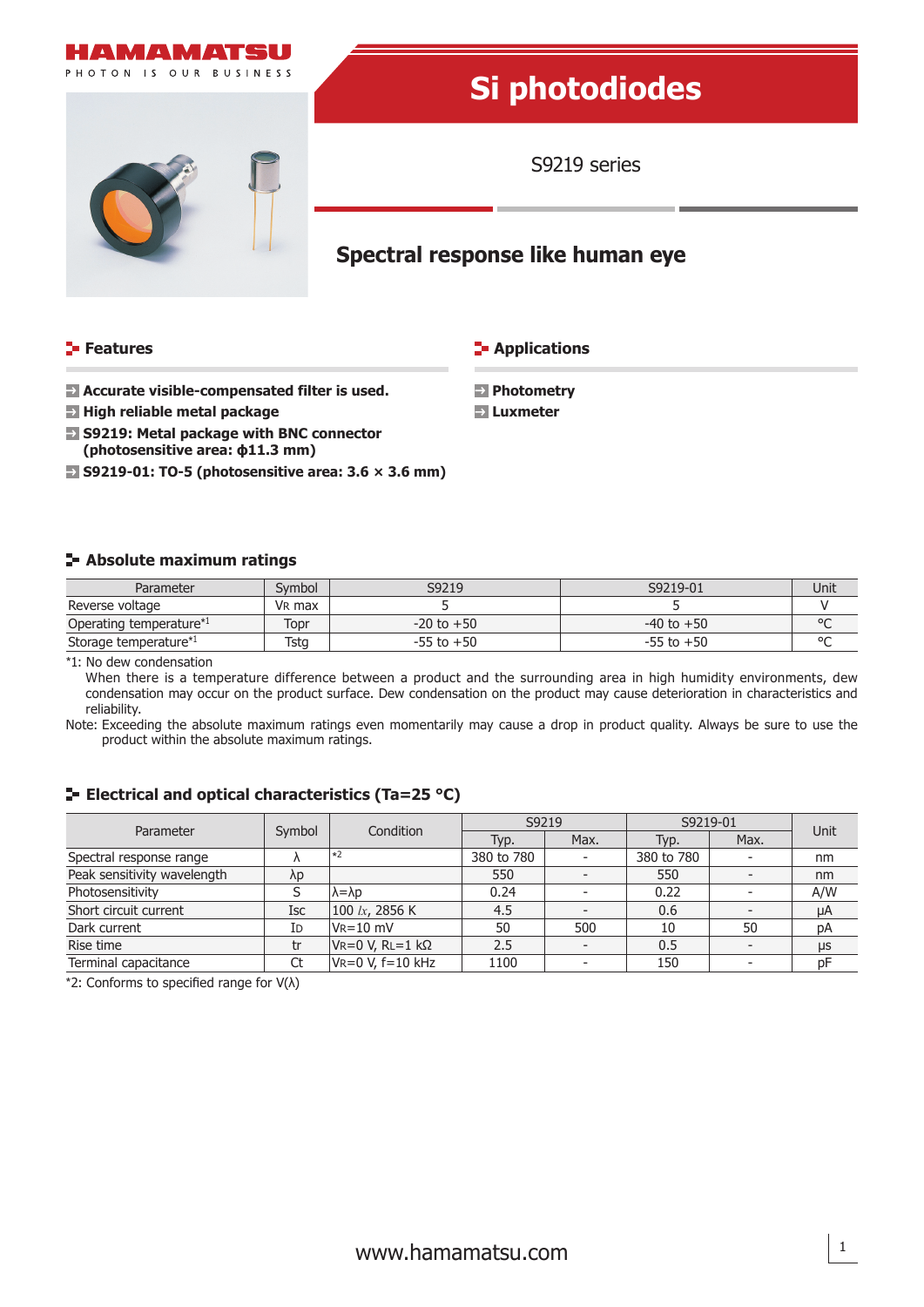HAMAMATSU

PHOTON IS OUR BUSINESS

# Si photodiodes

S9219 series

## Spectral response like human eye

### Features

- **Accurate visible-compensated filter is used.**
- **High reliable metal package**
- **S9219: Metal package with BNC connector (photosensitive area: ϕ11.3 mm)**
- **S9219-01: TO-5 (photosensitive area: 3.6 × 3.6 mm)**

### Applications

- **Photometry**
- **Luxmeter**

### Absolute maximum ratings

| Parameter | Symbol | S9219 | S9219-01 | Unit |
|---|---|---|---|---|
| Reverse voltage | $V_R$ max | 5 | 5 | V |
| Operating temperature*1 | Topr | -20 to +50 | -40 to +50 | °C |
| Storage temperature*1 | Tstg | -55 to +50 | -55 to +50 | °C |

*1: No dew condensation
When there is a temperature difference between a product and the surrounding area in high humidity environments, dew condensation may occur on the product surface. Dew condensation on the product may cause deterioration in characteristics and reliability.

Note: Exceeding the absolute maximum ratings even momentarily may cause a drop in product quality. Always be sure to use the product within the absolute maximum ratings.

### Electrical and optical characteristics (Ta=25 °C)

| Parameter | Symbol | Condition | S9219 | | S9219-01 | | Unit |
|---|---|---|---|---|---|---|---|
| | | | Typ. | Max. | Typ. | Max. | |
| Spectral response range | λ | *2 | 380 to 780 | - | 380 to 780 | - | nm |
| Peak sensitivity wavelength | λp | | 550 | - | 550 | - | nm |
| Photosensitivity | S | λ=λp | 0.24 | - | 0.22 | - | A/W |
| Short circuit current | Isc | 100 lx, 2856 K | 4.5 | - | 0.6 | - | μA |
| Dark current | $I_D$ | $V_R$=10 mV | 50 | 500 | 10 | 50 | pA |
| Rise time | tr | $V_R$=0 V, $R_L$=1 kΩ | 2.5 | - | 0.5 | - | μs |
| Terminal capacitance | Ct | $V_R$=0 V, f=10 kHz | 1100 | - | 150 | - | pF |

*2: Conforms to specified range for V(λ)

www.hamamatsu.com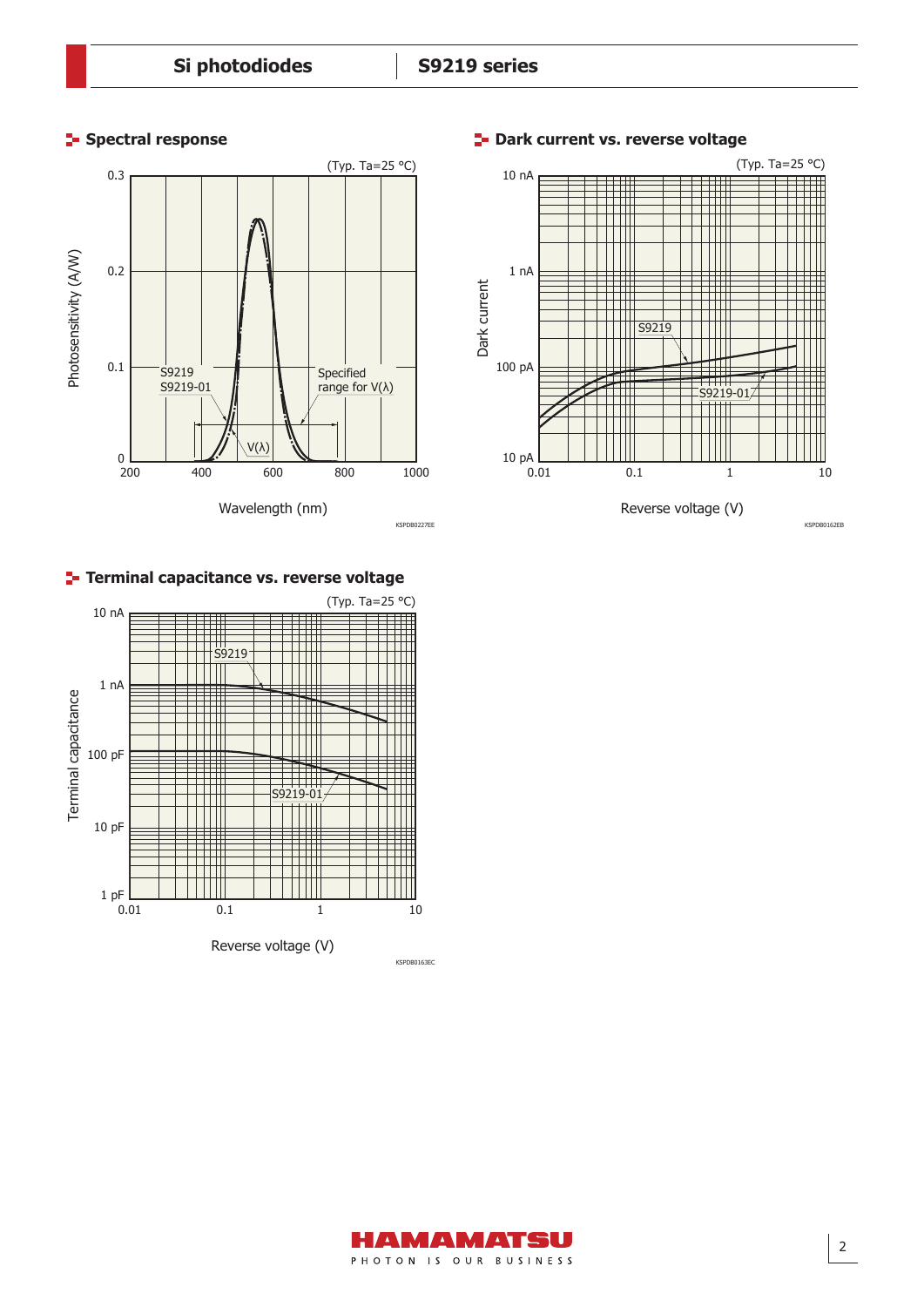## Spectral response

(Typ. Ta=25 °C)

Photosensitivity (A/W) vs. Wavelength (nm)

S9219
S9219-01

Specified range for V(λ)

V(λ)

KSPDB0227EE

## Dark current vs. reverse voltage

(Typ. Ta=25 °C)

Dark current vs. Reverse voltage (V)

S9219

S9219-01

KSPDB0162EB

## Terminal capacitance vs. reverse voltage

(Typ. Ta=25 °C)

Terminal capacitance vs. Reverse voltage (V)

S9219

S9219-01

KSPDB0163EC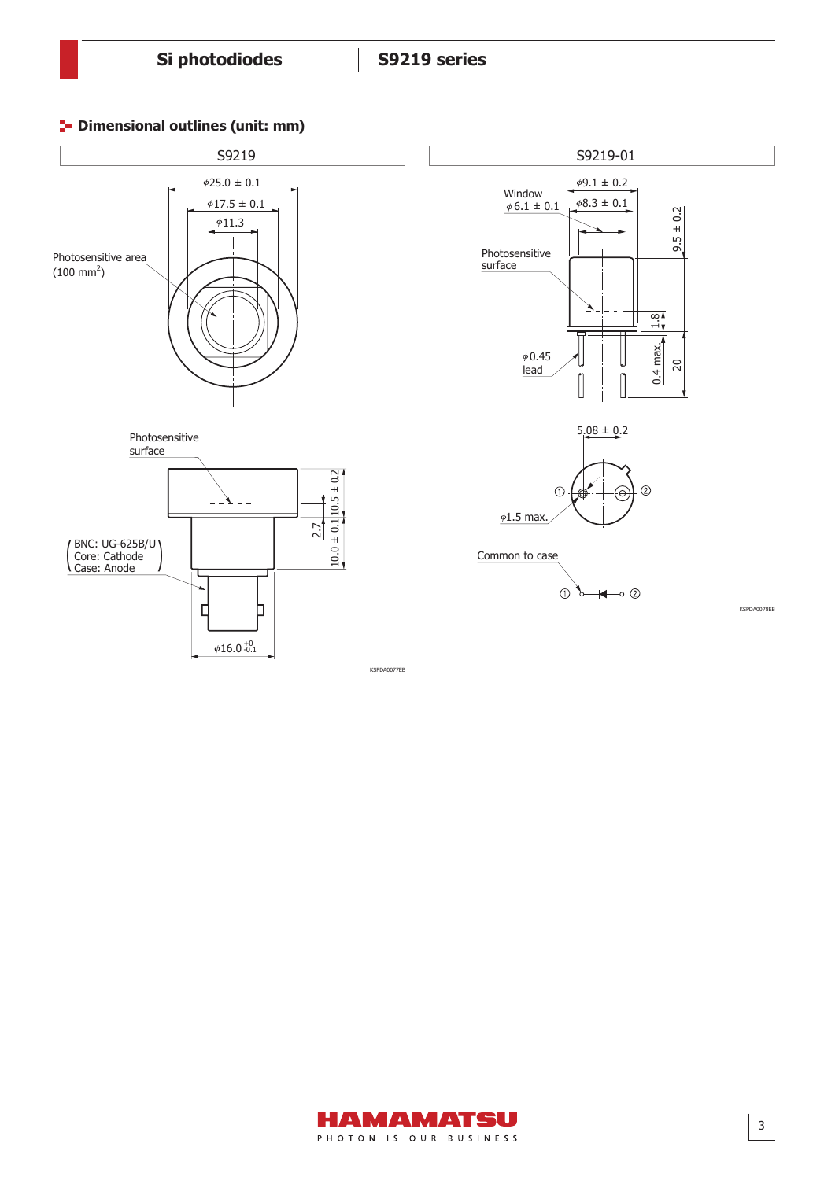## Dimensional outlines (unit: mm)

### S9219

φ25.0 ± 0.1

φ17.5 ± 0.1

φ11.3

Photosensitive area
(100 mm²)

Photosensitive surface

BNC: UG-625B/U
Core: Cathode
Case: Anode

2.7

10.5 ± 0.2

10.0 ± 0.1

φ16.0 $^{+0}_{-0.1}$

KSPDA0077EB

### S9219-01

φ9.1 ± 0.2

Window
φ6.1 ± 0.1

φ8.3 ± 0.1

9.5 ± 0.2

Photosensitive surface

1.8

φ0.45
lead

0.4 max.

20

5.08 ± 0.2

φ1.5 max.

① ②

Common to case

① ②

KSPDA0078EB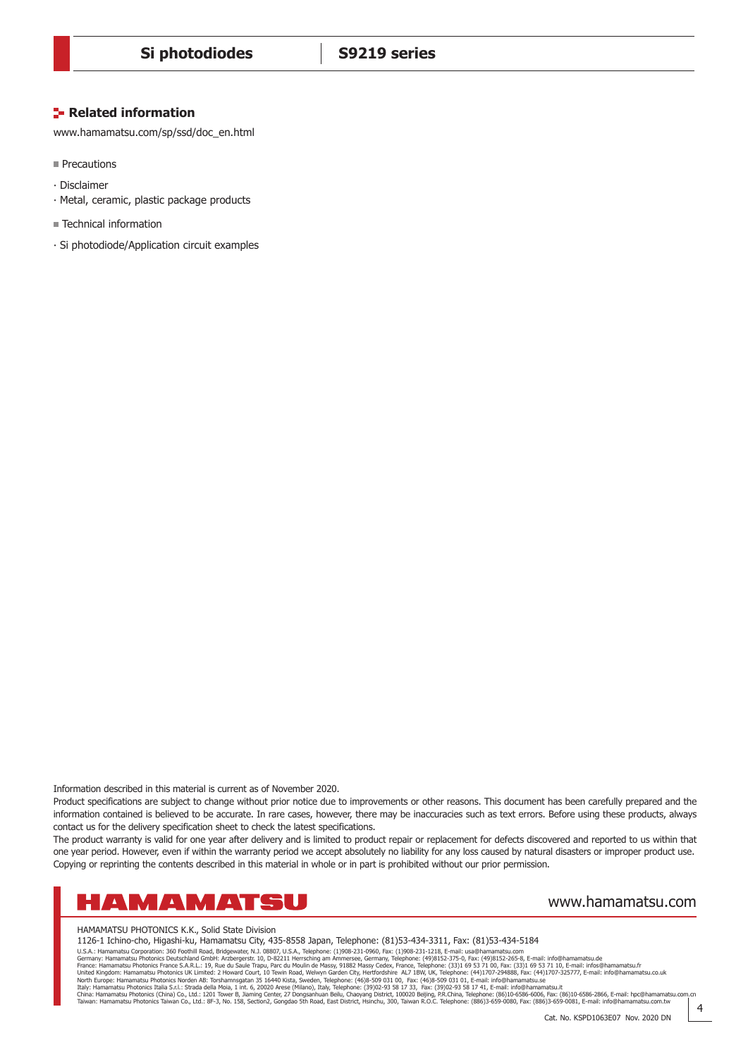## Related information

www.hamamatsu.com/sp/ssd/doc_en.html

- Precautions

· Disclaimer
· Metal, ceramic, plastic package products

- Technical information

· Si photodiode/Application circuit examples

Information described in this material is current as of November 2020.

Product specifications are subject to change without prior notice due to improvements or other reasons. This document has been carefully prepared and the information contained is believed to be accurate. In rare cases, however, there may be inaccuracies such as text errors. Before using these products, always contact us for the delivery specification sheet to check the latest specifications.

The product warranty is valid for one year after delivery and is limited to product repair or replacement for defects discovered and reported to us within that one year period. However, even if within the warranty period we accept absolutely no liability for any loss caused by natural disasters or improper product use. Copying or reprinting the contents described in this material in whole or in part is prohibited without our prior permission.

HAMAMATSU

www.hamamatsu.com

HAMAMATSU PHOTONICS K.K., Solid State Division
1126-1 Ichino-cho, Higashi-ku, Hamamatsu City, 435-8558 Japan, Telephone: (81)53-434-3311, Fax: (81)53-434-5184
U.S.A.: Hamamatsu Corporation: 360 Foothill Road, Bridgewater, N.J. 08807, U.S.A., Telephone: (1)908-231-0960, Fax: (1)908-231-1218, E-mail: usa@hamamatsu.com
Germany: Hamamatsu Photonics Deutschland GmbH: Arzbergerstr. 10, D-82211 Herrsching am Ammersee, Germany, Telephone: (49)8152-375-0, Fax: (49)8152-265-8, E-mail: info@hamamatsu.de
France: Hamamatsu Photonics France S.A.R.L.: 19, Rue du Saule Trapu, Parc du Moulin de Massy, 91882 Massy Cedex, France, Telephone: (33)1 69 53 71 00, Fax: (33)1 69 53 71 10, E-mail: infos@hamamatsu.fr
United Kingdom: Hamamatsu Photonics UK Limited: 2 Howard Court, 10 Tewin Road, Welwyn Garden City, Hertfordshire AL7 1BW, UK, Telephone: (44)1707-294888, Fax: (44)1707-325777, E-mail: info@hamamatsu.co.uk
North Europe: Hamamatsu Photonics Norden AB: Torshamnsgatan 35 16440 Kista, Sweden, Telephone: (46)8-509 031 00, Fax: (46)8-509 031 01, E-mail: info@hamamatsu.se
Italy: Hamamatsu Photonics Italia S.r.l.: Strada della Moia, 1 int. 6, 20020 Arese (Milano), Italy, Telephone: (39)02-93 58 17 33, Fax: (39)02-93 58 17 41, E-mail: info@hamamatsu.it
China: Hamamatsu Photonics (China) Co., Ltd.: 1201 Tower B, Jiaming Center, 27 Dongsanhuan Beilu, Chaoyang District, 100020 Beijing, P.R.China, Telephone: (86)10-6586-6006, Fax: (86)10-6586-2866, E-mail: hpc@hamamatsu.com.cn
Taiwan: Hamamatsu Photonics Taiwan Co., Ltd.: 8F-3, No. 158, Section2, Gongdao 5th Road, East District, Hsinchu, 300, Taiwan R.O.C. Telephone: (886)3-659-0080, Fax: (886)3-659-0081, E-mail: info@hamamatsu.com.tw

Cat. No. KSPD1063E07 Nov. 2020 DN